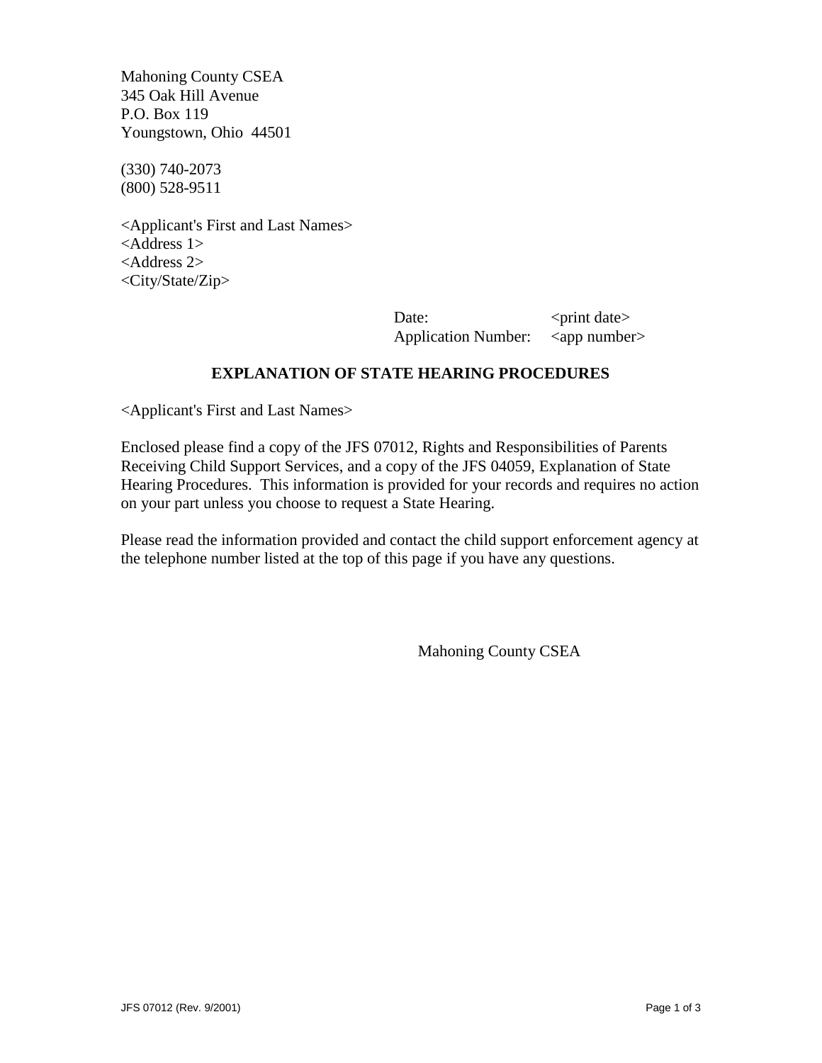Mahoning County CSEA
345 Oak Hill Avenue
P.O. Box 119
Youngstown, Ohio 44501

(330) 740-2073
(800) 528-9511

<Applicant's First and Last Names>
<Address 1>
<Address 2>
<City/State/Zip>

Date: <print date>
Application Number: <app number>

**EXPLANATION OF STATE HEARING PROCEDURES**

<Applicant's First and Last Names>

Enclosed please find a copy of the JFS 07012, Rights and Responsibilities of Parents Receiving Child Support Services, and a copy of the JFS 04059, Explanation of State Hearing Procedures. This information is provided for your records and requires no action on your part unless you choose to request a State Hearing.

Please read the information provided and contact the child support enforcement agency at the telephone number listed at the top of this page if you have any questions.

Mahoning County CSEA

JFS 07012 (Rev. 9/2001)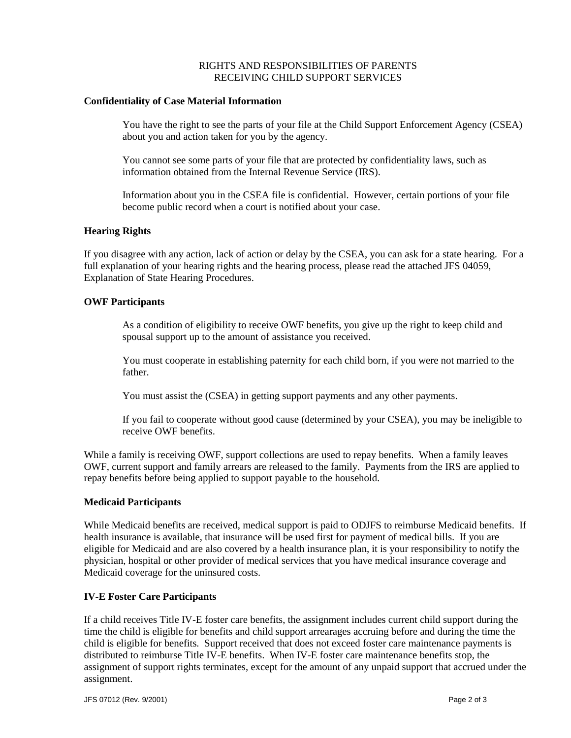# RIGHTS AND RESPONSIBILITIES OF PARENTS RECEIVING CHILD SUPPORT SERVICES

## Confidentiality of Case Material Information

You have the right to see the parts of your file at the Child Support Enforcement Agency (CSEA) about you and action taken for you by the agency.

You cannot see some parts of your file that are protected by confidentiality laws, such as information obtained from the Internal Revenue Service (IRS).

Information about you in the CSEA file is confidential. However, certain portions of your file become public record when a court is notified about your case.

## Hearing Rights

If you disagree with any action, lack of action or delay by the CSEA, you can ask for a state hearing. For a full explanation of your hearing rights and the hearing process, please read the attached JFS 04059, Explanation of State Hearing Procedures.

## OWF Participants

As a condition of eligibility to receive OWF benefits, you give up the right to keep child and spousal support up to the amount of assistance you received.

You must cooperate in establishing paternity for each child born, if you were not married to the father.

You must assist the (CSEA) in getting support payments and any other payments.

If you fail to cooperate without good cause (determined by your CSEA), you may be ineligible to receive OWF benefits.

While a family is receiving OWF, support collections are used to repay benefits. When a family leaves OWF, current support and family arrears are released to the family. Payments from the IRS are applied to repay benefits before being applied to support payable to the household.

## Medicaid Participants

While Medicaid benefits are received, medical support is paid to ODJFS to reimburse Medicaid benefits. If health insurance is available, that insurance will be used first for payment of medical bills. If you are eligible for Medicaid and are also covered by a health insurance plan, it is your responsibility to notify the physician, hospital or other provider of medical services that you have medical insurance coverage and Medicaid coverage for the uninsured costs.

## IV-E Foster Care Participants

If a child receives Title IV-E foster care benefits, the assignment includes current child support during the time the child is eligible for benefits and child support arrearages accruing before and during the time the child is eligible for benefits. Support received that does not exceed foster care maintenance payments is distributed to reimburse Title IV-E benefits. When IV-E foster care maintenance benefits stop, the assignment of support rights terminates, except for the amount of any unpaid support that accrued under the assignment.

JFS 07012 (Rev. 9/2001)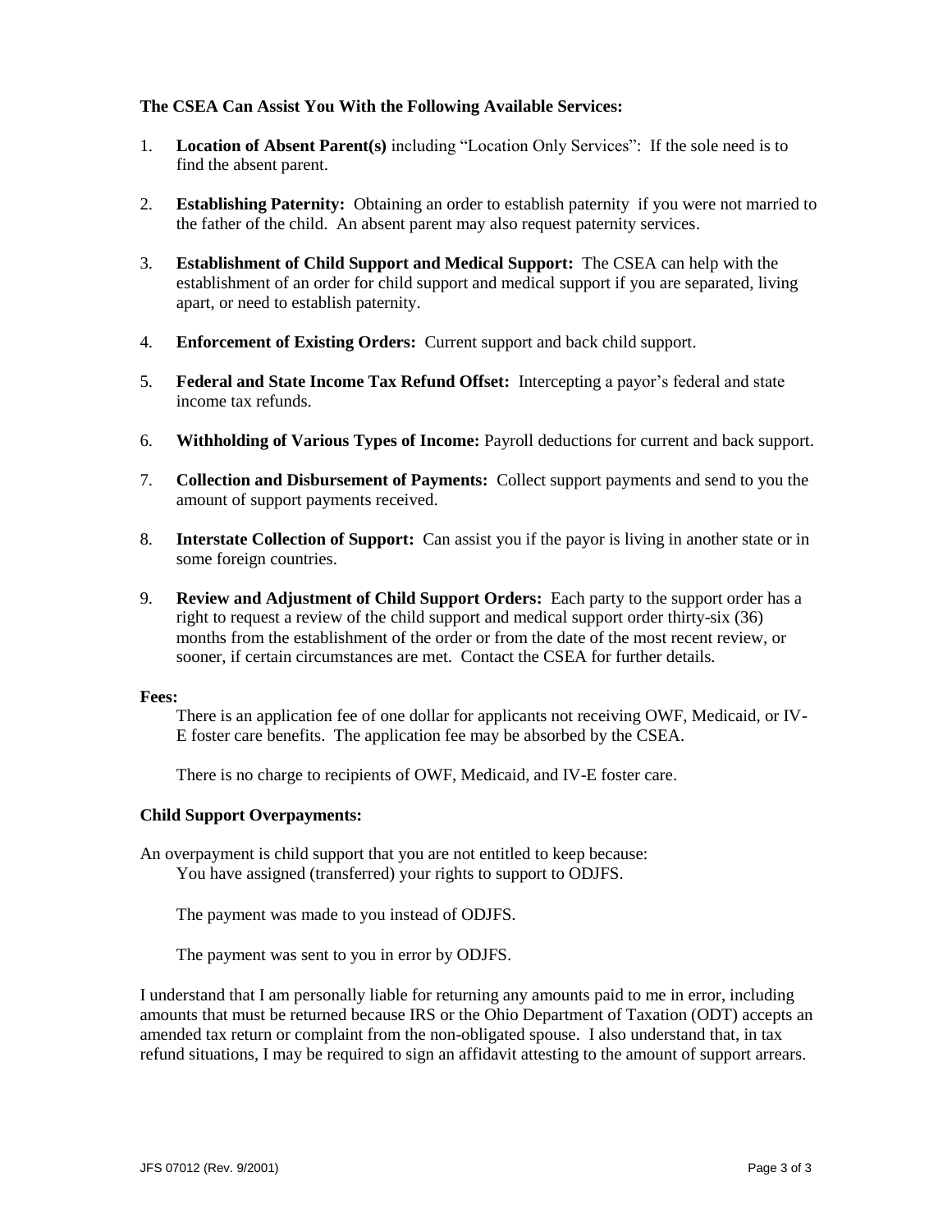**The CSEA Can Assist You With the Following Available Services:**

1. **Location of Absent Parent(s)** including "Location Only Services": If the sole need is to find the absent parent.

2. **Establishing Paternity:** Obtaining an order to establish paternity if you were not married to the father of the child. An absent parent may also request paternity services.

3. **Establishment of Child Support and Medical Support:** The CSEA can help with the establishment of an order for child support and medical support if you are separated, living apart, or need to establish paternity.

4. **Enforcement of Existing Orders:** Current support and back child support.

5. **Federal and State Income Tax Refund Offset:** Intercepting a payor's federal and state income tax refunds.

6. **Withholding of Various Types of Income:** Payroll deductions for current and back support.

7. **Collection and Disbursement of Payments:** Collect support payments and send to you the amount of support payments received.

8. **Interstate Collection of Support:** Can assist you if the payor is living in another state or in some foreign countries.

9. **Review and Adjustment of Child Support Orders:** Each party to the support order has a right to request a review of the child support and medical support order thirty-six (36) months from the establishment of the order or from the date of the most recent review, or sooner, if certain circumstances are met. Contact the CSEA for further details.

**Fees:**

There is an application fee of one dollar for applicants not receiving OWF, Medicaid, or IV-E foster care benefits. The application fee may be absorbed by the CSEA.

There is no charge to recipients of OWF, Medicaid, and IV-E foster care.

**Child Support Overpayments:**

An overpayment is child support that you are not entitled to keep because:

You have assigned (transferred) your rights to support to ODJFS.

The payment was made to you instead of ODJFS.

The payment was sent to you in error by ODJFS.

I understand that I am personally liable for returning any amounts paid to me in error, including amounts that must be returned because IRS or the Ohio Department of Taxation (ODT) accepts an amended tax return or complaint from the non-obligated spouse. I also understand that, in tax refund situations, I may be required to sign an affidavit attesting to the amount of support arrears.

JFS 07012 (Rev. 9/2001)